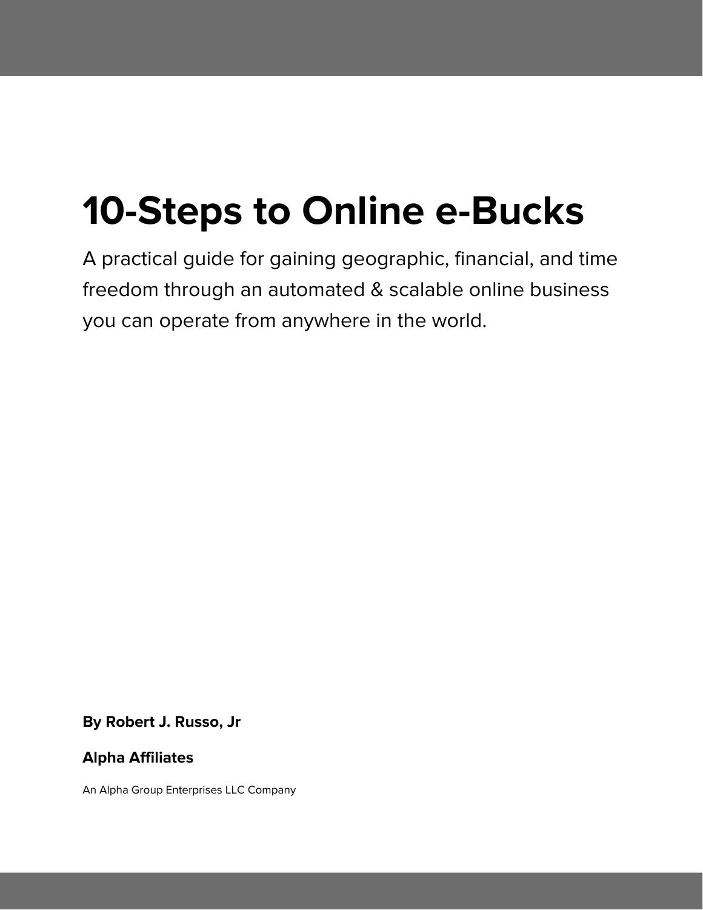# 10-Steps to Online e-Bucks

A practical guide for gaining geographic, financial, and time freedom through an automated & scalable online business you can operate from anywhere in the world.

**By Robert J. Russo, Jr**

**Alpha Affiliates**

An Alpha Group Enterprises LLC Company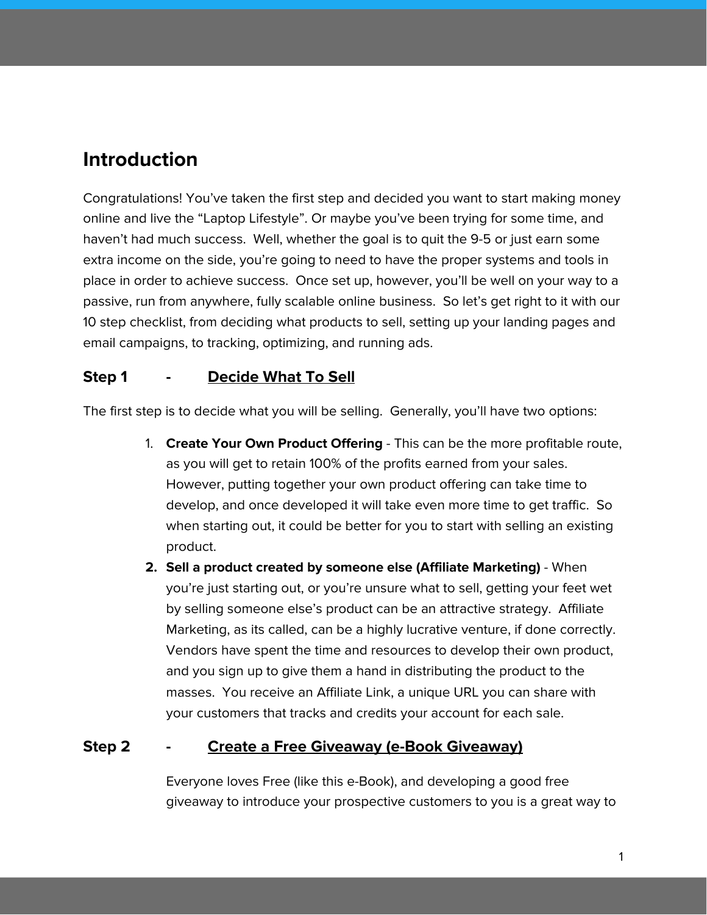## Introduction

Congratulations! You've taken the first step and decided you want to start making money online and live the "Laptop Lifestyle". Or maybe you've been trying for some time, and haven't had much success. Well, whether the goal is to quit the 9-5 or just earn some extra income on the side, you're going to need to have the proper systems and tools in place in order to achieve success. Once set up, however, you'll be well on your way to a passive, run from anywhere, fully scalable online business. So let's get right to it with our 10 step checklist, from deciding what products to sell, setting up your landing pages and email campaigns, to tracking, optimizing, and running ads.

### Step 1 - Decide What To Sell

The first step is to decide what you will be selling. Generally, you'll have two options:

1. **Create Your Own Product Offering** - This can be the more profitable route, as you will get to retain 100% of the profits earned from your sales. However, putting together your own product offering can take time to develop, and once developed it will take even more time to get traffic. So when starting out, it could be better for you to start with selling an existing product.
2. **Sell a product created by someone else (Affiliate Marketing)** - When you're just starting out, or you're unsure what to sell, getting your feet wet by selling someone else's product can be an attractive strategy. Affiliate Marketing, as its called, can be a highly lucrative venture, if done correctly. Vendors have spent the time and resources to develop their own product, and you sign up to give them a hand in distributing the product to the masses. You receive an Affiliate Link, a unique URL you can share with your customers that tracks and credits your account for each sale.

### Step 2 - Create a Free Giveaway (e-Book Giveaway)

Everyone loves Free (like this e-Book), and developing a good free giveaway to introduce your prospective customers to you is a great way to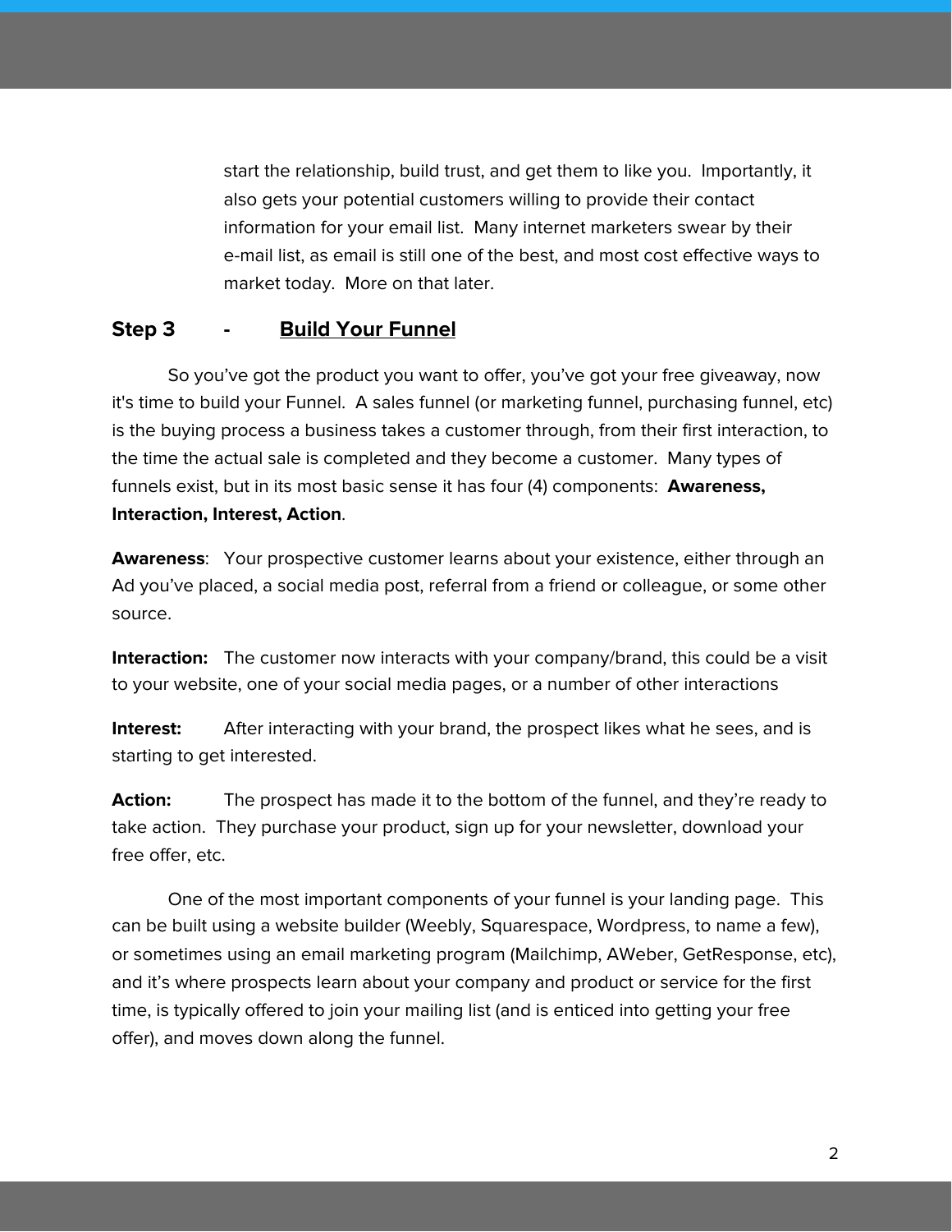start the relationship, build trust, and get them to like you.  Importantly, it also gets your potential customers willing to provide their contact information for your email list.  Many internet marketers swear by their e-mail list, as email is still one of the best, and most cost effective ways to market today.  More on that later.

## Step 3 - <u>Build Your Funnel</u>

So you've got the product you want to offer, you've got your free giveaway, now it's time to build your Funnel.  A sales funnel (or marketing funnel, purchasing funnel, etc) is the buying process a business takes a customer through, from their first interaction, to the time the actual sale is completed and they become a customer.  Many types of funnels exist, but in its most basic sense it has four (4) components:  **Awareness, Interaction, Interest, Action**.

**Awareness**:   Your prospective customer learns about your existence, either through an Ad you've placed, a social media post, referral from a friend or colleague, or some other source.

**Interaction:**   The customer now interacts with your company/brand, this could be a visit to your website, one of your social media pages, or a number of other interactions

**Interest:**   After interacting with your brand, the prospect likes what he sees, and is starting to get interested.

**Action:**   The prospect has made it to the bottom of the funnel, and they're ready to take action.  They purchase your product, sign up for your newsletter, download your free offer, etc.

One of the most important components of your funnel is your landing page.  This can be built using a website builder (Weebly, Squarespace, Wordpress, to name a few), or sometimes using an email marketing program (Mailchimp, AWeber, GetResponse, etc), and it's where prospects learn about your company and product or service for the first time, is typically offered to join your mailing list (and is enticed into getting your free offer), and moves down along the funnel.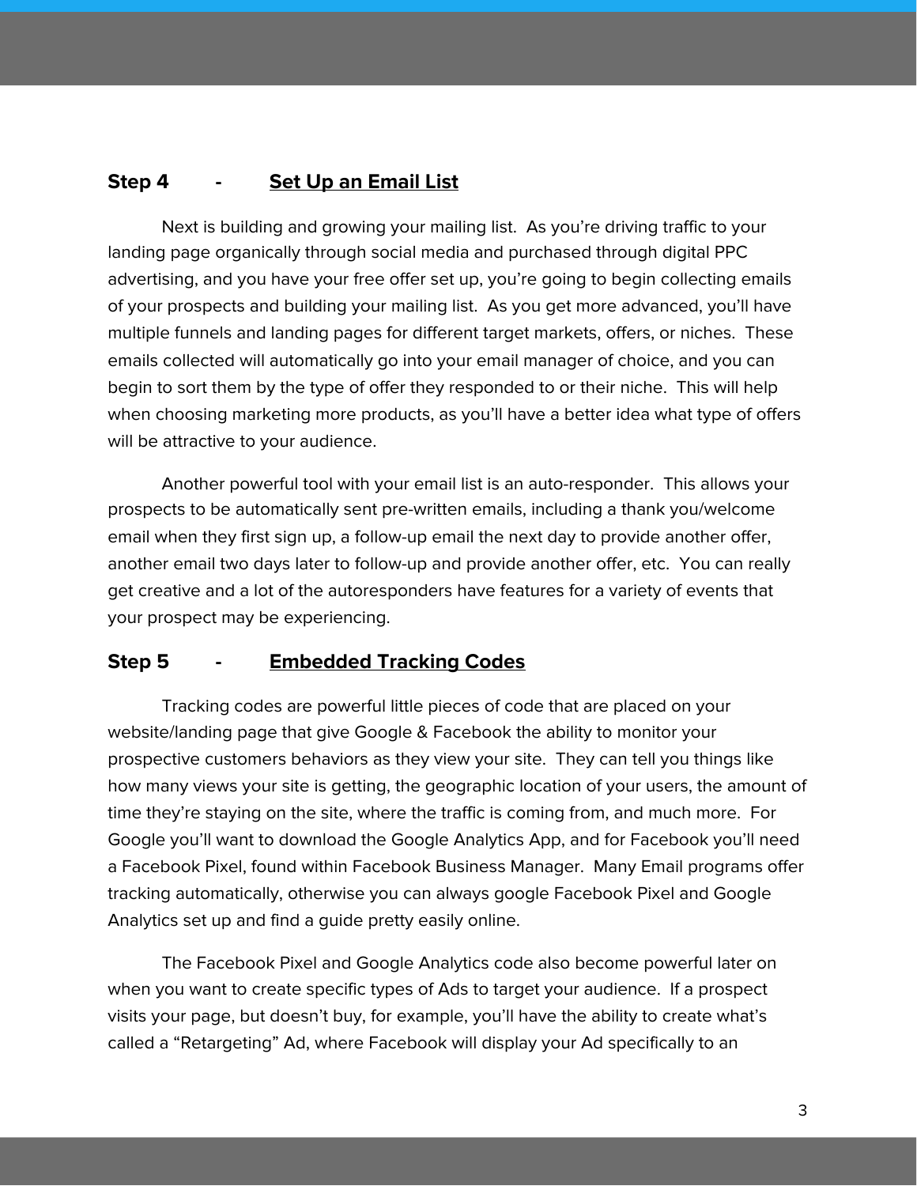## **Step 4 - <u>Set Up an Email List</u>**

Next is building and growing your mailing list. As you're driving traffic to your landing page organically through social media and purchased through digital PPC advertising, and you have your free offer set up, you're going to begin collecting emails of your prospects and building your mailing list. As you get more advanced, you'll have multiple funnels and landing pages for different target markets, offers, or niches. These emails collected will automatically go into your email manager of choice, and you can begin to sort them by the type of offer they responded to or their niche. This will help when choosing marketing more products, as you'll have a better idea what type of offers will be attractive to your audience.

Another powerful tool with your email list is an auto-responder. This allows your prospects to be automatically sent pre-written emails, including a thank you/welcome email when they first sign up, a follow-up email the next day to provide another offer, another email two days later to follow-up and provide another offer, etc. You can really get creative and a lot of the autoresponders have features for a variety of events that your prospect may be experiencing.

## **Step 5 - <u>Embedded Tracking Codes</u>**

Tracking codes are powerful little pieces of code that are placed on your website/landing page that give Google & Facebook the ability to monitor your prospective customers behaviors as they view your site. They can tell you things like how many views your site is getting, the geographic location of your users, the amount of time they're staying on the site, where the traffic is coming from, and much more. For Google you'll want to download the Google Analytics App, and for Facebook you'll need a Facebook Pixel, found within Facebook Business Manager. Many Email programs offer tracking automatically, otherwise you can always google Facebook Pixel and Google Analytics set up and find a guide pretty easily online.

The Facebook Pixel and Google Analytics code also become powerful later on when you want to create specific types of Ads to target your audience. If a prospect visits your page, but doesn't buy, for example, you'll have the ability to create what's called a "Retargeting" Ad, where Facebook will display your Ad specifically to an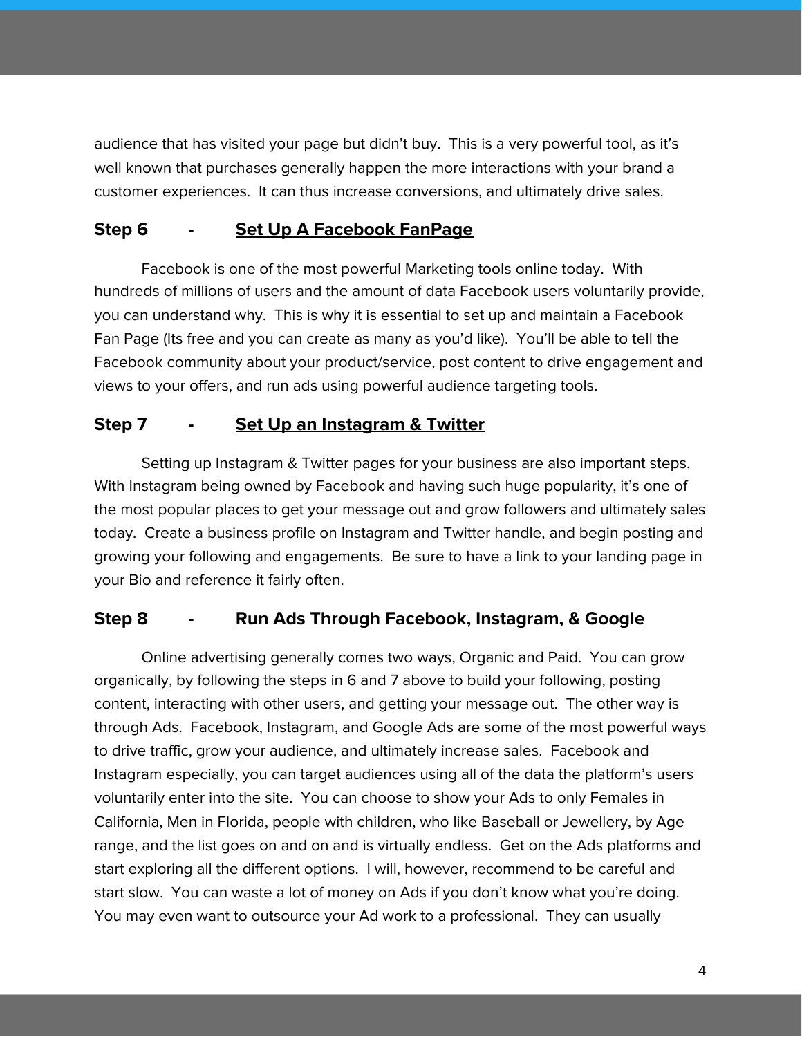audience that has visited your page but didn't buy. This is a very powerful tool, as it's well known that purchases generally happen the more interactions with your brand a customer experiences. It can thus increase conversions, and ultimately drive sales.

## Step 6 - Set Up A Facebook FanPage

Facebook is one of the most powerful Marketing tools online today. With hundreds of millions of users and the amount of data Facebook users voluntarily provide, you can understand why. This is why it is essential to set up and maintain a Facebook Fan Page (Its free and you can create as many as you'd like). You'll be able to tell the Facebook community about your product/service, post content to drive engagement and views to your offers, and run ads using powerful audience targeting tools.

## Step 7 - Set Up an Instagram & Twitter

Setting up Instagram & Twitter pages for your business are also important steps. With Instagram being owned by Facebook and having such huge popularity, it's one of the most popular places to get your message out and grow followers and ultimately sales today. Create a business profile on Instagram and Twitter handle, and begin posting and growing your following and engagements. Be sure to have a link to your landing page in your Bio and reference it fairly often.

## Step 8 - Run Ads Through Facebook, Instagram, & Google

Online advertising generally comes two ways, Organic and Paid. You can grow organically, by following the steps in 6 and 7 above to build your following, posting content, interacting with other users, and getting your message out. The other way is through Ads. Facebook, Instagram, and Google Ads are some of the most powerful ways to drive traffic, grow your audience, and ultimately increase sales. Facebook and Instagram especially, you can target audiences using all of the data the platform's users voluntarily enter into the site. You can choose to show your Ads to only Females in California, Men in Florida, people with children, who like Baseball or Jewellery, by Age range, and the list goes on and on and is virtually endless. Get on the Ads platforms and start exploring all the different options. I will, however, recommend to be careful and start slow. You can waste a lot of money on Ads if you don't know what you're doing. You may even want to outsource your Ad work to a professional. They can usually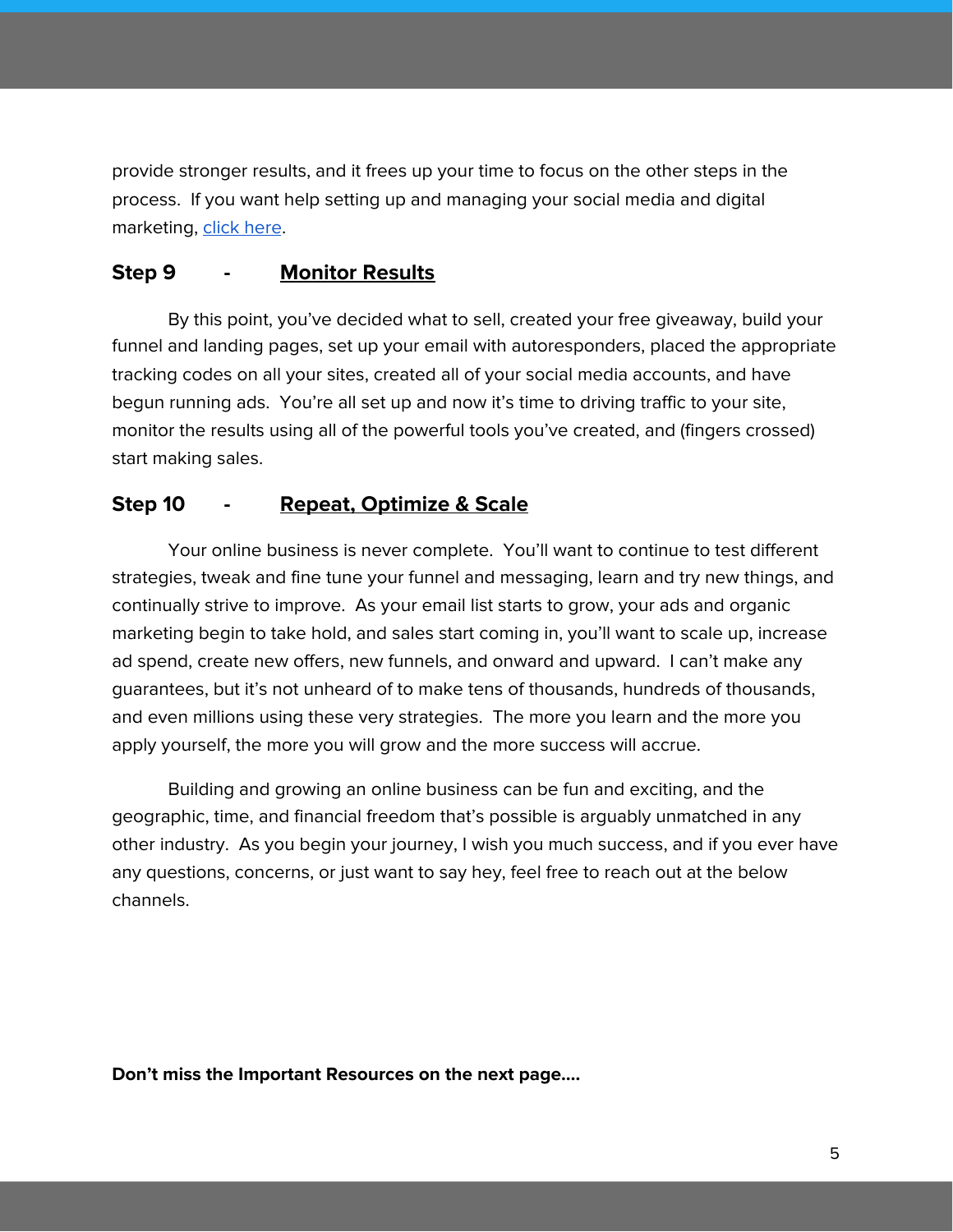provide stronger results, and it frees up your time to focus on the other steps in the process. If you want help setting up and managing your social media and digital marketing, [click here](#).

### Step 9 - <u>**Monitor Results**</u>

By this point, you've decided what to sell, created your free giveaway, build your funnel and landing pages, set up your email with autoresponders, placed the appropriate tracking codes on all your sites, created all of your social media accounts, and have begun running ads. You're all set up and now it's time to driving traffic to your site, monitor the results using all of the powerful tools you've created, and (fingers crossed) start making sales.

### Step 10 - <u>**Repeat, Optimize & Scale**</u>

Your online business is never complete. You'll want to continue to test different strategies, tweak and fine tune your funnel and messaging, learn and try new things, and continually strive to improve. As your email list starts to grow, your ads and organic marketing begin to take hold, and sales start coming in, you'll want to scale up, increase ad spend, create new offers, new funnels, and onward and upward. I can't make any guarantees, but it's not unheard of to make tens of thousands, hundreds of thousands, and even millions using these very strategies. The more you learn and the more you apply yourself, the more you will grow and the more success will accrue.

Building and growing an online business can be fun and exciting, and the geographic, time, and financial freedom that's possible is arguably unmatched in any other industry. As you begin your journey, I wish you much success, and if you ever have any questions, concerns, or just want to say hey, feel free to reach out at the below channels.

**Don't miss the Important Resources on the next page....**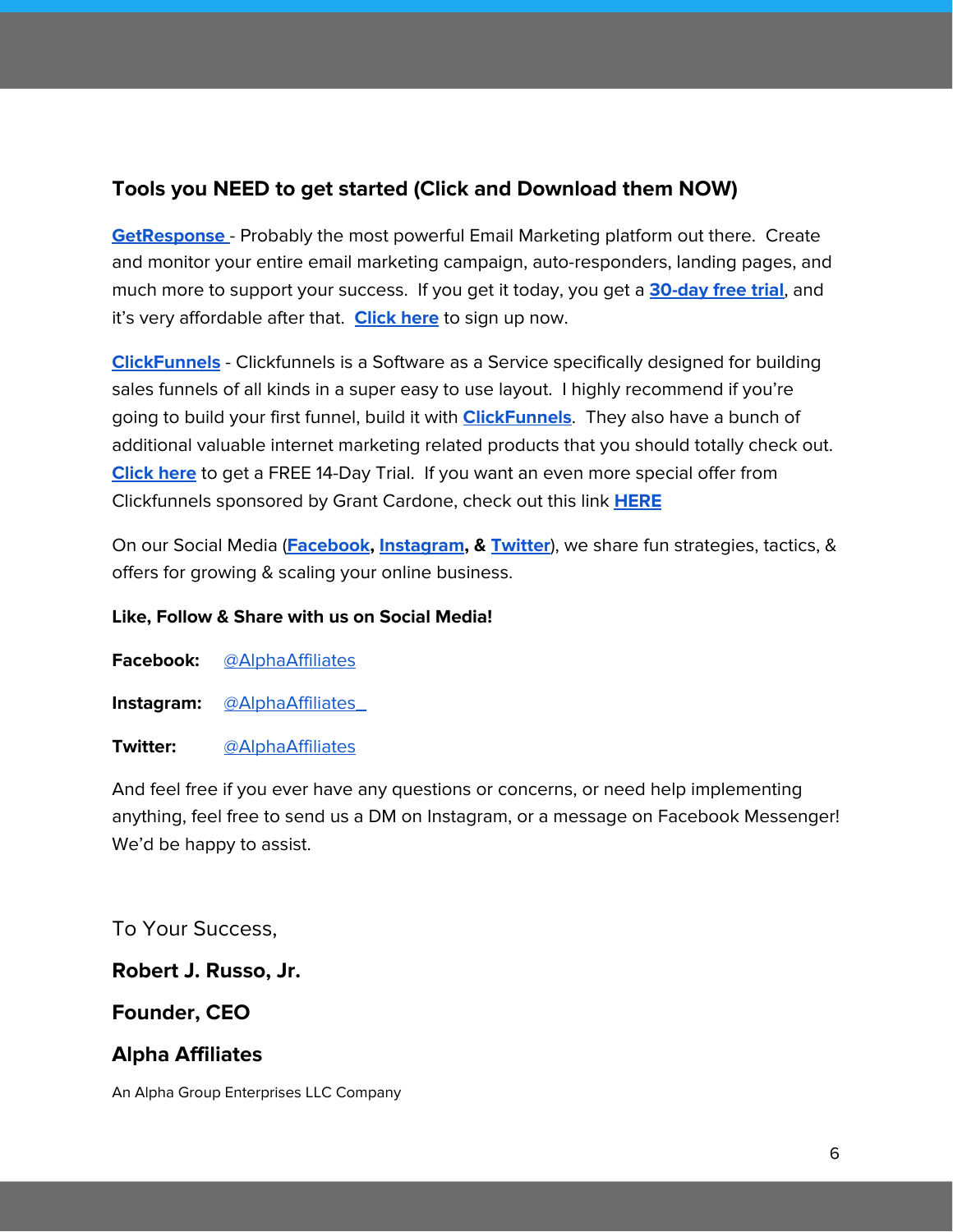## Tools you NEED to get started (Click and Download them NOW)

**GetResponse** - Probably the most powerful Email Marketing platform out there. Create and monitor your entire email marketing campaign, auto-responders, landing pages, and much more to support your success. If you get it today, you get a **30-day free trial**, and it's very affordable after that. **Click here** to sign up now.

**ClickFunnels** - Clickfunnels is a Software as a Service specifically designed for building sales funnels of all kinds in a super easy to use layout. I highly recommend if you're going to build your first funnel, build it with **ClickFunnels**. They also have a bunch of additional valuable internet marketing related products that you should totally check out. **Click here** to get a FREE 14-Day Trial. If you want an even more special offer from Clickfunnels sponsored by Grant Cardone, check out this link **HERE**

On our Social Media (**Facebook, Instagram, & Twitter**), we share fun strategies, tactics, & offers for growing & scaling your online business.

**Like, Follow & Share with us on Social Media!**

**Facebook:** @AlphaAffiliates

**Instagram:** @AlphaAffiliates_

**Twitter:** @AlphaAffiliates

And feel free if you ever have any questions or concerns, or need help implementing anything, feel free to send us a DM on Instagram, or a message on Facebook Messenger! We'd be happy to assist.

To Your Success,

**Robert J. Russo, Jr.**

**Founder, CEO**

**Alpha Affiliates**

An Alpha Group Enterprises LLC Company